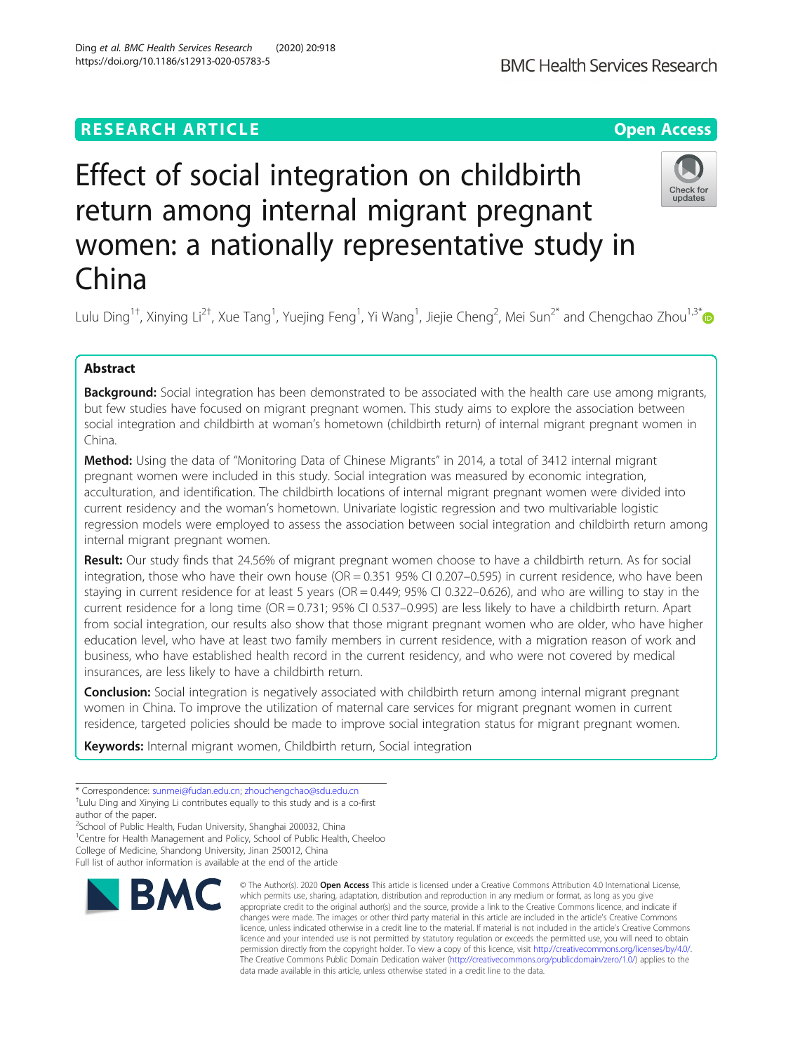RESEARCH ARTICLE

Open Access

# Effect of social integration on childbirth return among internal migrant pregnant women: a nationally representative study in China

Lulu Ding[1†], Xinying Li[2†], Xue Tang[1], Yuejing Feng[1], Yi Wang[1], Jiejie Cheng[2], Mei Sun[2*] and Chengchao Zhou[1,3*]

## Abstract

**Background:** Social integration has been demonstrated to be associated with the health care use among migrants, but few studies have focused on migrant pregnant women. This study aims to explore the association between social integration and childbirth at woman's hometown (childbirth return) of internal migrant pregnant women in China.

**Method:** Using the data of "Monitoring Data of Chinese Migrants" in 2014, a total of 3412 internal migrant pregnant women were included in this study. Social integration was measured by economic integration, acculturation, and identification. The childbirth locations of internal migrant pregnant women were divided into current residency and the woman's hometown. Univariate logistic regression and two multivariable logistic regression models were employed to assess the association between social integration and childbirth return among internal migrant pregnant women.

**Result:** Our study finds that 24.56% of migrant pregnant women choose to have a childbirth return. As for social integration, those who have their own house (OR = 0.351 95% CI 0.207–0.595) in current residence, who have been staying in current residence for at least 5 years (OR = 0.449; 95% CI 0.322–0.626), and who are willing to stay in the current residence for a long time (OR = 0.731; 95% CI 0.537–0.995) are less likely to have a childbirth return. Apart from social integration, our results also show that those migrant pregnant women who are older, who have higher education level, who have at least two family members in current residence, with a migration reason of work and business, who have established health record in the current residency, and who were not covered by medical insurances, are less likely to have a childbirth return.

**Conclusion:** Social integration is negatively associated with childbirth return among internal migrant pregnant women in China. To improve the utilization of maternal care services for migrant pregnant women in current residence, targeted policies should be made to improve social integration status for migrant pregnant women.

**Keywords:** Internal migrant women, Childbirth return, Social integration

---

* Correspondence: sunmei@fudan.edu.cn; zhouchengchao@sdu.edu.cn
†Lulu Ding and Xinying Li contributes equally to this study and is a co-first author of the paper.
[2]School of Public Health, Fudan University, Shanghai 200032, China
[1]Centre for Health Management and Policy, School of Public Health, Cheeloo College of Medicine, Shandong University, Jinan 250012, China
Full list of author information is available at the end of the article

© The Author(s). 2020 **Open Access** This article is licensed under a Creative Commons Attribution 4.0 International License, which permits use, sharing, adaptation, distribution and reproduction in any medium or format, as long as you give appropriate credit to the original author(s) and the source, provide a link to the Creative Commons licence, and indicate if changes were made. The images or other third party material in this article are included in the article's Creative Commons licence, unless indicated otherwise in a credit line to the material. If material is not included in the article's Creative Commons licence and your intended use is not permitted by statutory regulation or exceeds the permitted use, you will need to obtain permission directly from the copyright holder. To view a copy of this licence, visit http://creativecommons.org/licenses/by/4.0/. The Creative Commons Public Domain Dedication waiver (http://creativecommons.org/publicdomain/zero/1.0/) applies to the data made available in this article, unless otherwise stated in a credit line to the data.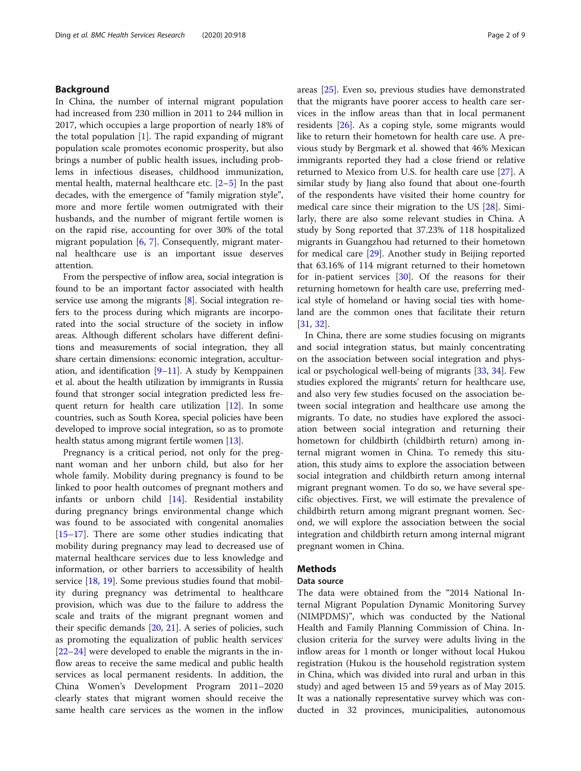## Background

In China, the number of internal migrant population had increased from 230 million in 2011 to 244 million in 2017, which occupies a large proportion of nearly 18% of the total population [1]. The rapid expanding of migrant population scale promotes economic prosperity, but also brings a number of public health issues, including problems in infectious diseases, childhood immunization, mental health, maternal healthcare etc. [2–5] In the past decades, with the emergence of "family migration style", more and more fertile women outmigrated with their husbands, and the number of migrant fertile women is on the rapid rise, accounting for over 30% of the total migrant population [6, 7]. Consequently, migrant maternal healthcare use is an important issue deserves attention.

From the perspective of inflow area, social integration is found to be an important factor associated with health service use among the migrants [8]. Social integration refers to the process during which migrants are incorporated into the social structure of the society in inflow areas. Although different scholars have different definitions and measurements of social integration, they all share certain dimensions: economic integration, acculturation, and identification [9–11]. A study by Kemppainen et al. about the health utilization by immigrants in Russia found that stronger social integration predicted less frequent return for health care utilization [12]. In some countries, such as South Korea, special policies have been developed to improve social integration, so as to promote health status among migrant fertile women [13].

Pregnancy is a critical period, not only for the pregnant woman and her unborn child, but also for her whole family. Mobility during pregnancy is found to be linked to poor health outcomes of pregnant mothers and infants or unborn child [14]. Residential instability during pregnancy brings environmental change which was found to be associated with congenital anomalies [15–17]. There are some other studies indicating that mobility during pregnancy may lead to decreased use of maternal healthcare services due to less knowledge and information, or other barriers to accessibility of health service [18, 19]. Some previous studies found that mobility during pregnancy was detrimental to healthcare provision, which was due to the failure to address the scale and traits of the migrant pregnant women and their specific demands [20, 21]. A series of policies, such as promoting the equalization of public health services' [22–24] were developed to enable the migrants in the inflow areas to receive the same medical and public health services as local permanent residents. In addition, the China Women's Development Program 2011–2020 clearly states that migrant women should receive the same health care services as the women in the inflow areas [25]. Even so, previous studies have demonstrated that the migrants have poorer access to health care services in the inflow areas than that in local permanent residents [26]. As a coping style, some migrants would like to return their hometown for health care use. A previous study by Bergmark et al. showed that 46% Mexican immigrants reported they had a close friend or relative returned to Mexico from U.S. for health care use [27]. A similar study by Jiang also found that about one-fourth of the respondents have visited their home country for medical care since their migration to the US [28]. Similarly, there are also some relevant studies in China. A study by Song reported that 37.23% of 118 hospitalized migrants in Guangzhou had returned to their hometown for medical care [29]. Another study in Beijing reported that 63.16% of 114 migrant returned to their hometown for in-patient services [30]. Of the reasons for their returning hometown for health care use, preferring medical style of homeland or having social ties with homeland are the common ones that facilitate their return [31, 32].

In China, there are some studies focusing on migrants and social integration status, but mainly concentrating on the association between social integration and physical or psychological well-being of migrants [33, 34]. Few studies explored the migrants' return for healthcare use, and also very few studies focused on the association between social integration and healthcare use among the migrants. To date, no studies have explored the association between social integration and returning their hometown for childbirth (childbirth return) among internal migrant women in China. To remedy this situation, this study aims to explore the association between social integration and childbirth return among internal migrant pregnant women. To do so, we have several specific objectives. First, we will estimate the prevalence of childbirth return among migrant pregnant women. Second, we will explore the association between the social integration and childbirth return among internal migrant pregnant women in China.

## Methods

### Data source

The data were obtained from the "2014 National Internal Migrant Population Dynamic Monitoring Survey (NIMPDMS)", which was conducted by the National Health and Family Planning Commission of China. Inclusion criteria for the survey were adults living in the inflow areas for 1 month or longer without local Hukou registration (Hukou is the household registration system in China, which was divided into rural and urban in this study) and aged between 15 and 59 years as of May 2015. It was a nationally representative survey which was conducted in 32 provinces, municipalities, autonomous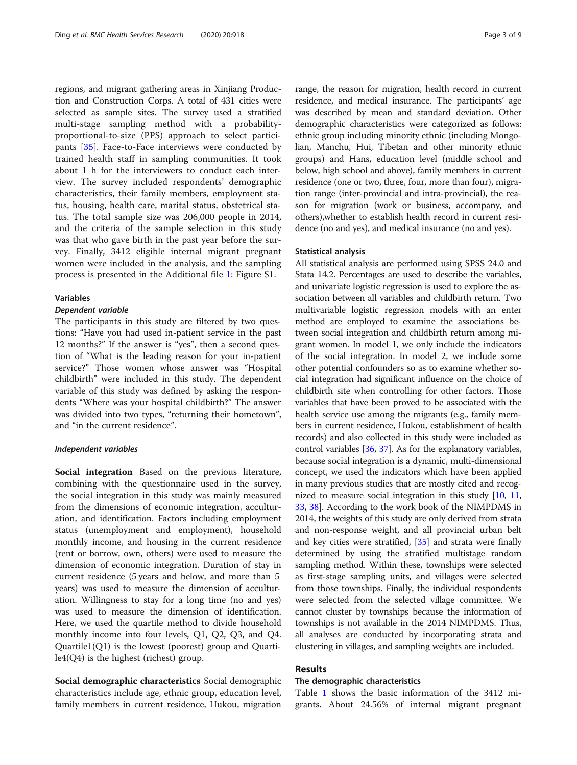regions, and migrant gathering areas in Xinjiang Production and Construction Corps. A total of 431 cities were selected as sample sites. The survey used a stratified multi-stage sampling method with a probability-proportional-to-size (PPS) approach to select participants [35]. Face-to-Face interviews were conducted by trained health staff in sampling communities. It took about 1 h for the interviewers to conduct each interview. The survey included respondents' demographic characteristics, their family members, employment status, housing, health care, marital status, obstetrical status. The total sample size was 206,000 people in 2014, and the criteria of the sample selection in this study was that who gave birth in the past year before the survey. Finally, 3412 eligible internal migrant pregnant women were included in the analysis, and the sampling process is presented in the Additional file 1: Figure S1.

### Variables

#### *Dependent variable*

The participants in this study are filtered by two questions: "Have you had used in-patient service in the past 12 months?" If the answer is "yes", then a second question of "What is the leading reason for your in-patient service?" Those women whose answer was "Hospital childbirth" were included in this study. The dependent variable of this study was defined by asking the respondents "Where was your hospital childbirth?" The answer was divided into two types, "returning their hometown", and "in the current residence".

#### *Independent variables*

**Social integration** Based on the previous literature, combining with the questionnaire used in the survey, the social integration in this study was mainly measured from the dimensions of economic integration, acculturation, and identification. Factors including employment status (unemployment and employment), household monthly income, and housing in the current residence (rent or borrow, own, others) were used to measure the dimension of economic integration. Duration of stay in current residence (5 years and below, and more than 5 years) was used to measure the dimension of acculturation. Willingness to stay for a long time (no and yes) was used to measure the dimension of identification. Here, we used the quartile method to divide household monthly income into four levels, Q1, Q2, Q3, and Q4. Quartile1(Q1) is the lowest (poorest) group and Quartile4(Q4) is the highest (richest) group.

**Social demographic characteristics** Social demographic characteristics include age, ethnic group, education level, family members in current residence, Hukou, migration range, the reason for migration, health record in current residence, and medical insurance. The participants' age was described by mean and standard deviation. Other demographic characteristics were categorized as follows: ethnic group including minority ethnic (including Mongolian, Manchu, Hui, Tibetan and other minority ethnic groups) and Hans, education level (middle school and below, high school and above), family members in current residence (one or two, three, four, more than four), migration range (inter-provincial and intra-provincial), the reason for migration (work or business, accompany, and others),whether to establish health record in current residence (no and yes), and medical insurance (no and yes).

### Statistical analysis

All statistical analysis are performed using SPSS 24.0 and Stata 14.2. Percentages are used to describe the variables, and univariate logistic regression is used to explore the association between all variables and childbirth return. Two multivariable logistic regression models with an enter method are employed to examine the associations between social integration and childbirth return among migrant women. In model 1, we only include the indicators of the social integration. In model 2, we include some other potential confounders so as to examine whether social integration had significant influence on the choice of childbirth site when controlling for other factors. Those variables that have been proved to be associated with the health service use among the migrants (e.g., family members in current residence, Hukou, establishment of health records) and also collected in this study were included as control variables [36, 37]. As for the explanatory variables, because social integration is a dynamic, multi-dimensional concept, we used the indicators which have been applied in many previous studies that are mostly cited and recognized to measure social integration in this study [10, 11, 33, 38]. According to the work book of the NIMPDMS in 2014, the weights of this study are only derived from strata and non-response weight, and all provincial urban belt and key cities were stratified, [35] and strata were finally determined by using the stratified multistage random sampling method. Within these, townships were selected as first-stage sampling units, and villages were selected from those townships. Finally, the individual respondents were selected from the selected village committee. We cannot cluster by townships because the information of townships is not available in the 2014 NIMPDMS. Thus, all analyses are conducted by incorporating strata and clustering in villages, and sampling weights are included.

## Results

### The demographic characteristics

Table 1 shows the basic information of the 3412 migrants. About 24.56% of internal migrant pregnant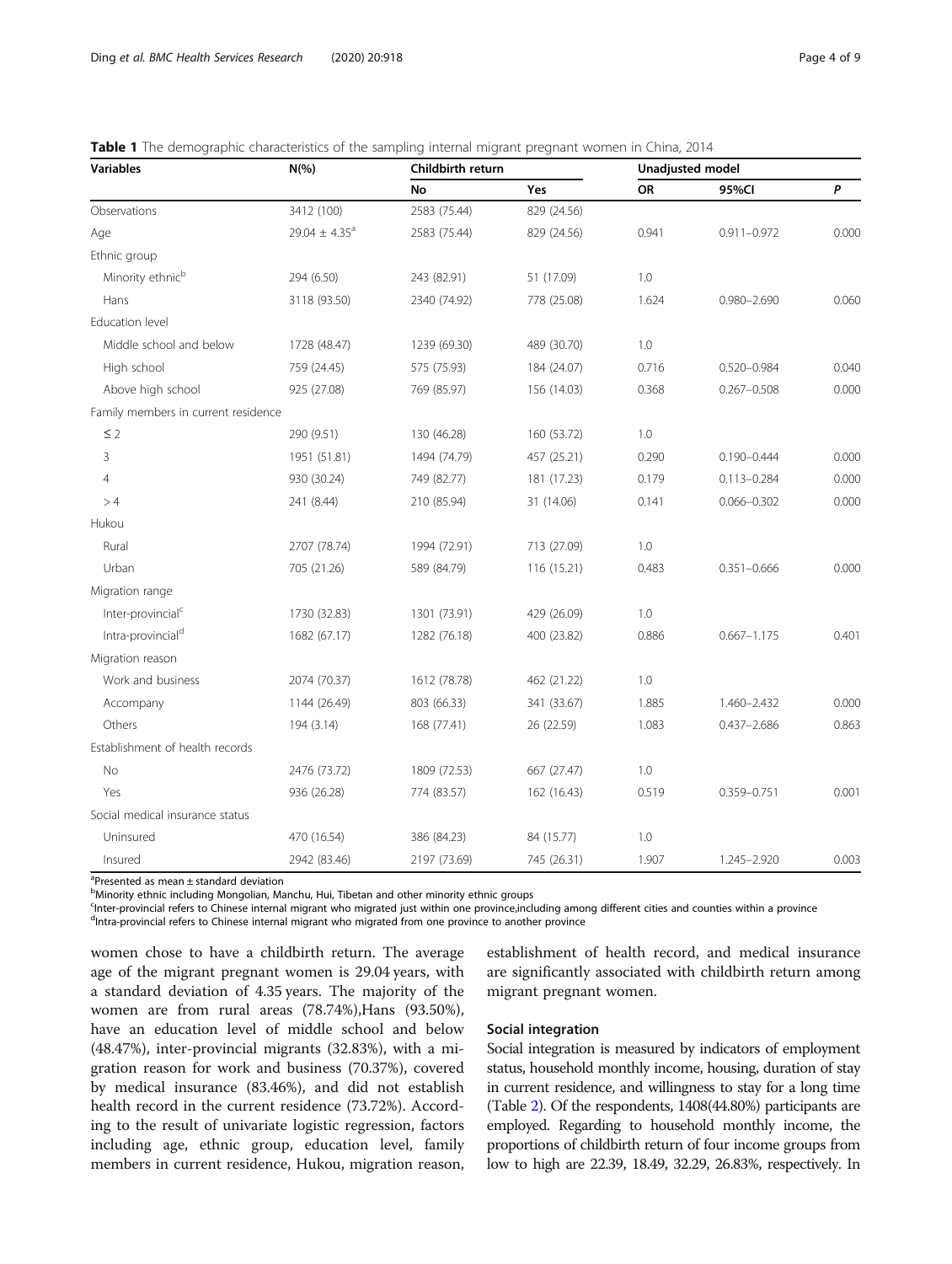**Table 1** The demographic characteristics of the sampling internal migrant pregnant women in China, 2014

| Variables | N(%) | Childbirth return | | Unadjusted model | | |
|---|---|---|---|---|---|---|
| | | No | Yes | OR | 95%CI | *P* |
| Observations | 3412 (100) | 2583 (75.44) | 829 (24.56) | | | |
| Age | 29.04 ± 4.35[a] | 2583 (75.44) | 829 (24.56) | 0.941 | 0.911–0.972 | 0.000 |
| Ethnic group | | | | | | |
| Minority ethnic[b] | 294 (6.50) | 243 (82.91) | 51 (17.09) | 1.0 | | |
| Hans | 3118 (93.50) | 2340 (74.92) | 778 (25.08) | 1.624 | 0.980–2.690 | 0.060 |
| Education level | | | | | | |
| Middle school and below | 1728 (48.47) | 1239 (69.30) | 489 (30.70) | 1.0 | | |
| High school | 759 (24.45) | 575 (75.93) | 184 (24.07) | 0.716 | 0.520–0.984 | 0.040 |
| Above high school | 925 (27.08) | 769 (85.97) | 156 (14.03) | 0.368 | 0.267–0.508 | 0.000 |
| Family members in current residence | | | | | | |
| ≤ 2 | 290 (9.51) | 130 (46.28) | 160 (53.72) | 1.0 | | |
| 3 | 1951 (51.81) | 1494 (74.79) | 457 (25.21) | 0.290 | 0.190–0.444 | 0.000 |
| 4 | 930 (30.24) | 749 (82.77) | 181 (17.23) | 0.179 | 0.113–0.284 | 0.000 |
| > 4 | 241 (8.44) | 210 (85.94) | 31 (14.06) | 0.141 | 0.066–0.302 | 0.000 |
| Hukou | | | | | | |
| Rural | 2707 (78.74) | 1994 (72.91) | 713 (27.09) | 1.0 | | |
| Urban | 705 (21.26) | 589 (84.79) | 116 (15.21) | 0.483 | 0.351–0.666 | 0.000 |
| Migration range | | | | | | |
| Inter-provincial[c] | 1730 (32.83) | 1301 (73.91) | 429 (26.09) | 1.0 | | |
| Intra-provincial[d] | 1682 (67.17) | 1282 (76.18) | 400 (23.82) | 0.886 | 0.667–1.175 | 0.401 |
| Migration reason | | | | | | |
| Work and business | 2074 (70.37) | 1612 (78.78) | 462 (21.22) | 1.0 | | |
| Accompany | 1144 (26.49) | 803 (66.33) | 341 (33.67) | 1.885 | 1.460–2.432 | 0.000 |
| Others | 194 (3.14) | 168 (77.41) | 26 (22.59) | 1.083 | 0.437–2.686 | 0.863 |
| Establishment of health records | | | | | | |
| No | 2476 (73.72) | 1809 (72.53) | 667 (27.47) | 1.0 | | |
| Yes | 936 (26.28) | 774 (83.57) | 162 (16.43) | 0.519 | 0.359–0.751 | 0.001 |
| Social medical insurance status | | | | | | |
| Uninsured | 470 (16.54) | 386 (84.23) | 84 (15.77) | 1.0 | | |
| Insured | 2942 (83.46) | 2197 (73.69) | 745 (26.31) | 1.907 | 1.245–2.920 | 0.003 |

[a]Presented as mean ± standard deviation
[b]Minority ethnic including Mongolian, Manchu, Hui, Tibetan and other minority ethnic groups
[c]Inter-provincial refers to Chinese internal migrant who migrated just within one province,including among different cities and counties within a province
[d]Intra-provincial refers to Chinese internal migrant who migrated from one province to another province

women chose to have a childbirth return. The average age of the migrant pregnant women is 29.04 years, with a standard deviation of 4.35 years. The majority of the women are from rural areas (78.74%),Hans (93.50%), have an education level of middle school and below (48.47%), inter-provincial migrants (32.83%), with a migration reason for work and business (70.37%), covered by medical insurance (83.46%), and did not establish health record in the current residence (73.72%). According to the result of univariate logistic regression, factors including age, ethnic group, education level, family members in current residence, Hukou, migration reason, establishment of health record, and medical insurance are significantly associated with childbirth return among migrant pregnant women.

### Social integration

Social integration is measured by indicators of employment status, household monthly income, housing, duration of stay in current residence, and willingness to stay for a long time (Table 2). Of the respondents, 1408(44.80%) participants are employed. Regarding to household monthly income, the proportions of childbirth return of four income groups from low to high are 22.39, 18.49, 32.29, 26.83%, respectively. In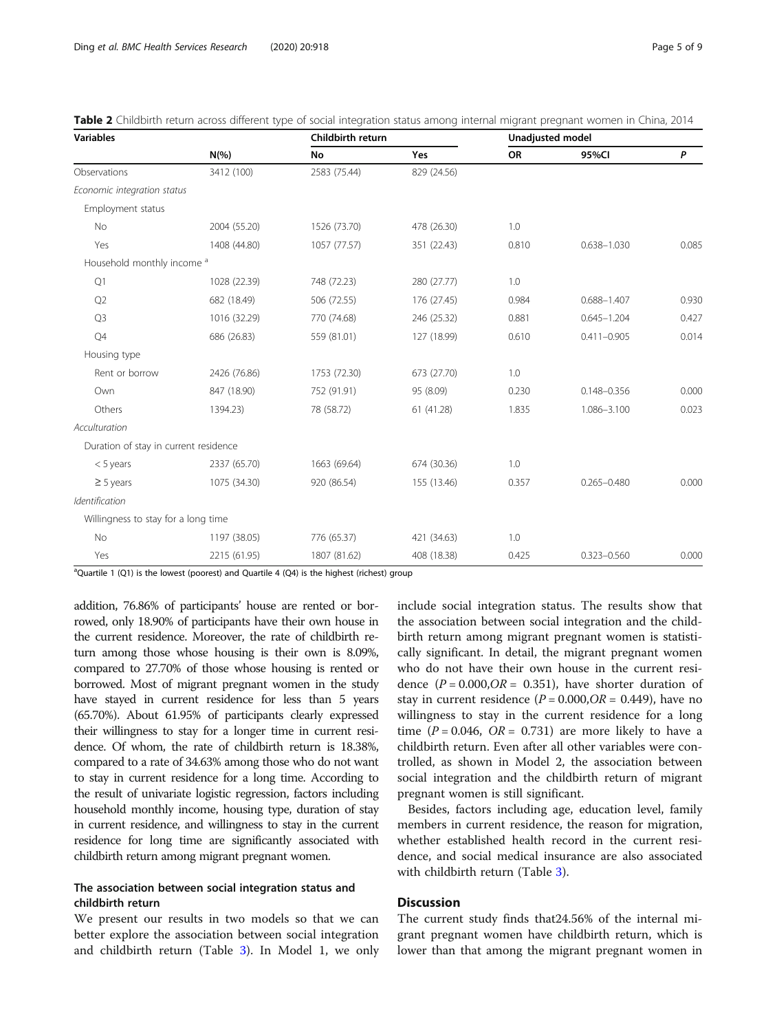**Table 2** Childbirth return across different type of social integration status among internal migrant pregnant women in China, 2014

| Variables | | Childbirth return | | Unadjusted model | | |
|---|---|---|---|---|---|---|
| | N(%) | No | Yes | OR | 95%CI | *P* |
| Observations | 3412 (100) | 2583 (75.44) | 829 (24.56) | | | |
| *Economic integration status* | | | | | | |
| Employment status | | | | | | |
| No | 2004 (55.20) | 1526 (73.70) | 478 (26.30) | 1.0 | | |
| Yes | 1408 (44.80) | 1057 (77.57) | 351 (22.43) | 0.810 | 0.638–1.030 | 0.085 |
| Household monthly income [a] | | | | | | |
| Q1 | 1028 (22.39) | 748 (72.23) | 280 (27.77) | 1.0 | | |
| Q2 | 682 (18.49) | 506 (72.55) | 176 (27.45) | 0.984 | 0.688–1.407 | 0.930 |
| Q3 | 1016 (32.29) | 770 (74.68) | 246 (25.32) | 0.881 | 0.645–1.204 | 0.427 |
| Q4 | 686 (26.83) | 559 (81.01) | 127 (18.99) | 0.610 | 0.411–0.905 | 0.014 |
| Housing type | | | | | | |
| Rent or borrow | 2426 (76.86) | 1753 (72.30) | 673 (27.70) | 1.0 | | |
| Own | 847 (18.90) | 752 (91.91) | 95 (8.09) | 0.230 | 0.148–0.356 | 0.000 |
| Others | 1394.23) | 78 (58.72) | 61 (41.28) | 1.835 | 1.086–3.100 | 0.023 |
| *Acculturation* | | | | | | |
| Duration of stay in current residence | | | | | | |
| < 5 years | 2337 (65.70) | 1663 (69.64) | 674 (30.36) | 1.0 | | |
| ≥ 5 years | 1075 (34.30) | 920 (86.54) | 155 (13.46) | 0.357 | 0.265–0.480 | 0.000 |
| *Identification* | | | | | | |
| Willingness to stay for a long time | | | | | | |
| No | 1197 (38.05) | 776 (65.37) | 421 (34.63) | 1.0 | | |
| Yes | 2215 (61.95) | 1807 (81.62) | 408 (18.38) | 0.425 | 0.323–0.560 | 0.000 |

[a]Quartile 1 (Q1) is the lowest (poorest) and Quartile 4 (Q4) is the highest (richest) group

addition, 76.86% of participants' house are rented or borrowed, only 18.90% of participants have their own house in the current residence. Moreover, the rate of childbirth return among those whose housing is their own is 8.09%, compared to 27.70% of those whose housing is rented or borrowed. Most of migrant pregnant women in the study have stayed in current residence for less than 5 years (65.70%). About 61.95% of participants clearly expressed their willingness to stay for a longer time in current residence. Of whom, the rate of childbirth return is 18.38%, compared to a rate of 34.63% among those who do not want to stay in current residence for a long time. According to the result of univariate logistic regression, factors including household monthly income, housing type, duration of stay in current residence, and willingness to stay in the current residence for long time are significantly associated with childbirth return among migrant pregnant women.

## The association between social integration status and childbirth return

We present our results in two models so that we can better explore the association between social integration and childbirth return (Table 3). In Model 1, we only include social integration status. The results show that the association between social integration and the childbirth return among migrant pregnant women is statistically significant. In detail, the migrant pregnant women who do not have their own house in the current residence ($P = 0.000, OR = 0.351$), have shorter duration of stay in current residence ($P = 0.000, OR = 0.449$), have no willingness to stay in the current residence for a long time ($P = 0.046$, $OR = 0.731$) are more likely to have a childbirth return. Even after all other variables were controlled, as shown in Model 2, the association between social integration and the childbirth return of migrant pregnant women is still significant.

Besides, factors including age, education level, family members in current residence, the reason for migration, whether established health record in the current residence, and social medical insurance are also associated with childbirth return (Table 3).

## Discussion

The current study finds that24.56% of the internal migrant pregnant women have childbirth return, which is lower than that among the migrant pregnant women in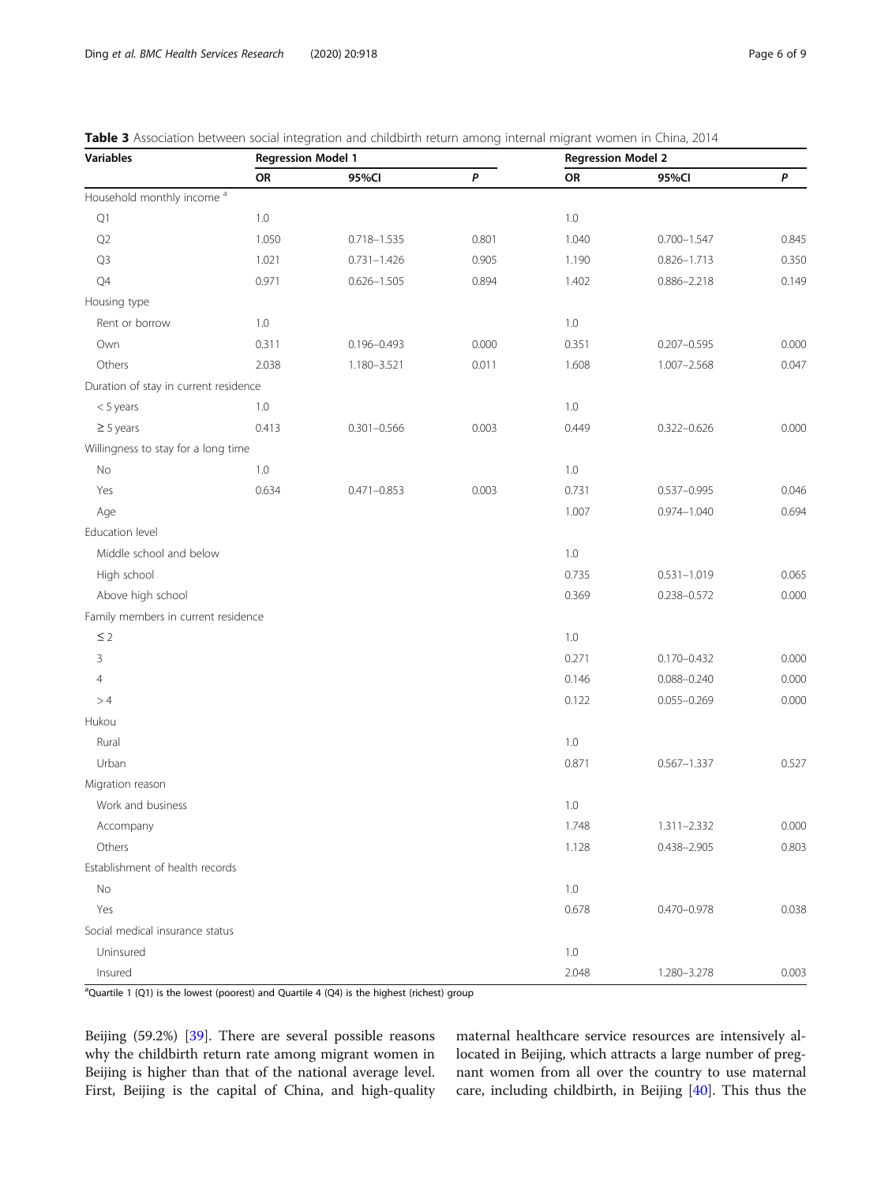**Table 3** Association between social integration and childbirth return among internal migrant women in China, 2014

| Variables | Regression Model 1 | | | Regression Model 2 | | |
|---|---|---|---|---|---|---|
| | OR | 95%CI | *P* | OR | 95%CI | *P* |
| Household monthly income [a] | | | | | | |
| Q1 | 1.0 | | | 1.0 | | |
| Q2 | 1.050 | 0.718–1.535 | 0.801 | 1.040 | 0.700–1.547 | 0.845 |
| Q3 | 1.021 | 0.731–1.426 | 0.905 | 1.190 | 0.826–1.713 | 0.350 |
| Q4 | 0.971 | 0.626–1.505 | 0.894 | 1.402 | 0.886–2.218 | 0.149 |
| Housing type | | | | | | |
| Rent or borrow | 1.0 | | | 1.0 | | |
| Own | 0.311 | 0.196–0.493 | 0.000 | 0.351 | 0.207–0.595 | 0.000 |
| Others | 2.038 | 1.180–3.521 | 0.011 | 1.608 | 1.007–2.568 | 0.047 |
| Duration of stay in current residence | | | | | | |
| < 5 years | 1.0 | | | 1.0 | | |
| ≥ 5 years | 0.413 | 0.301–0.566 | 0.003 | 0.449 | 0.322–0.626 | 0.000 |
| Willingness to stay for a long time | | | | | | |
| No | 1.0 | | | 1.0 | | |
| Yes | 0.634 | 0.471–0.853 | 0.003 | 0.731 | 0.537–0.995 | 0.046 |
| Age | | | | 1.007 | 0.974–1.040 | 0.694 |
| Education level | | | | | | |
| Middle school and below | | | | 1.0 | | |
| High school | | | | 0.735 | 0.531–1.019 | 0.065 |
| Above high school | | | | 0.369 | 0.238–0.572 | 0.000 |
| Family members in current residence | | | | | | |
| ≤ 2 | | | | 1.0 | | |
| 3 | | | | 0.271 | 0.170–0.432 | 0.000 |
| 4 | | | | 0.146 | 0.088–0.240 | 0.000 |
| > 4 | | | | 0.122 | 0.055–0.269 | 0.000 |
| Hukou | | | | | | |
| Rural | | | | 1.0 | | |
| Urban | | | | 0.871 | 0.567–1.337 | 0.527 |
| Migration reason | | | | | | |
| Work and business | | | | 1.0 | | |
| Accompany | | | | 1.748 | 1.311–2.332 | 0.000 |
| Others | | | | 1.128 | 0.438–2.905 | 0.803 |
| Establishment of health records | | | | | | |
| No | | | | 1.0 | | |
| Yes | | | | 0.678 | 0.470–0.978 | 0.038 |
| Social medical insurance status | | | | | | |
| Uninsured | | | | 1.0 | | |
| Insured | | | | 2.048 | 1.280–3.278 | 0.003 |

[a]Quartile 1 (Q1) is the lowest (poorest) and Quartile 4 (Q4) is the highest (richest) group

Beijing (59.2%) [39]. There are several possible reasons why the childbirth return rate among migrant women in Beijing is higher than that of the national average level. First, Beijing is the capital of China, and high-quality maternal healthcare service resources are intensively allocated in Beijing, which attracts a large number of pregnant women from all over the country to use maternal care, including childbirth, in Beijing [40]. This thus the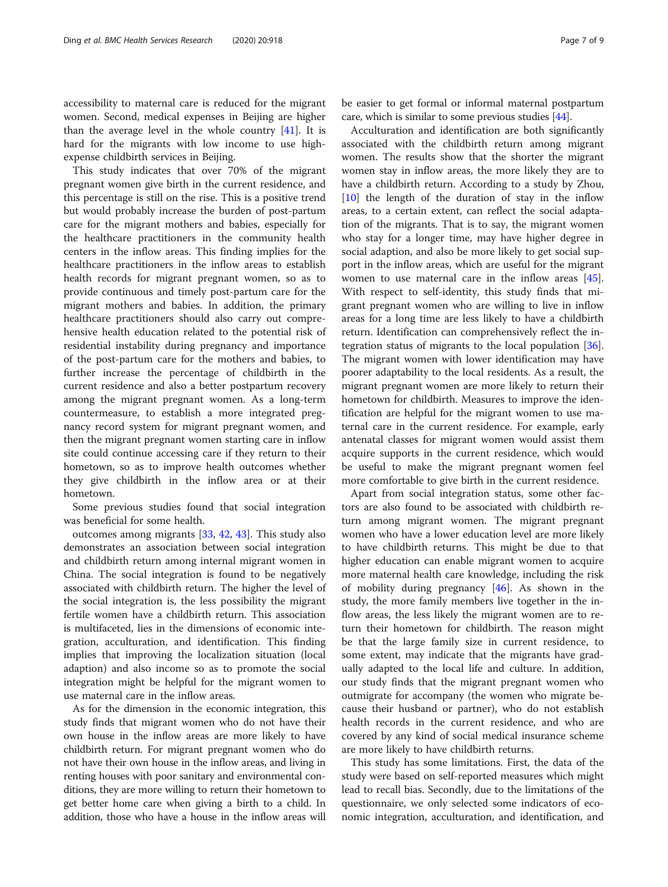accessibility to maternal care is reduced for the migrant women. Second, medical expenses in Beijing are higher than the average level in the whole country [41]. It is hard for the migrants with low income to use high-expense childbirth services in Beijing.

This study indicates that over 70% of the migrant pregnant women give birth in the current residence, and this percentage is still on the rise. This is a positive trend but would probably increase the burden of post-partum care for the migrant mothers and babies, especially for the healthcare practitioners in the community health centers in the inflow areas. This finding implies for the healthcare practitioners in the inflow areas to establish health records for migrant pregnant women, so as to provide continuous and timely post-partum care for the migrant mothers and babies. In addition, the primary healthcare practitioners should also carry out comprehensive health education related to the potential risk of residential instability during pregnancy and importance of the post-partum care for the mothers and babies, to further increase the percentage of childbirth in the current residence and also a better postpartum recovery among the migrant pregnant women. As a long-term countermeasure, to establish a more integrated pregnancy record system for migrant pregnant women, and then the migrant pregnant women starting care in inflow site could continue accessing care if they return to their hometown, so as to improve health outcomes whether they give childbirth in the inflow area or at their hometown.

Some previous studies found that social integration was beneficial for some health.

outcomes among migrants [33, 42, 43]. This study also demonstrates an association between social integration and childbirth return among internal migrant women in China. The social integration is found to be negatively associated with childbirth return. The higher the level of the social integration is, the less possibility the migrant fertile women have a childbirth return. This association is multifaceted, lies in the dimensions of economic integration, acculturation, and identification. This finding implies that improving the localization situation (local adaption) and also income so as to promote the social integration might be helpful for the migrant women to use maternal care in the inflow areas.

As for the dimension in the economic integration, this study finds that migrant women who do not have their own house in the inflow areas are more likely to have childbirth return. For migrant pregnant women who do not have their own house in the inflow areas, and living in renting houses with poor sanitary and environmental conditions, they are more willing to return their hometown to get better home care when giving a birth to a child. In addition, those who have a house in the inflow areas will be easier to get formal or informal maternal postpartum care, which is similar to some previous studies [44].

Acculturation and identification are both significantly associated with the childbirth return among migrant women. The results show that the shorter the migrant women stay in inflow areas, the more likely they are to have a childbirth return. According to a study by Zhou, [10] the length of the duration of stay in the inflow areas, to a certain extent, can reflect the social adaptation of the migrants. That is to say, the migrant women who stay for a longer time, may have higher degree in social adaption, and also be more likely to get social support in the inflow areas, which are useful for the migrant women to use maternal care in the inflow areas [45]. With respect to self-identity, this study finds that migrant pregnant women who are willing to live in inflow areas for a long time are less likely to have a childbirth return. Identification can comprehensively reflect the integration status of migrants to the local population [36]. The migrant women with lower identification may have poorer adaptability to the local residents. As a result, the migrant pregnant women are more likely to return their hometown for childbirth. Measures to improve the identification are helpful for the migrant women to use maternal care in the current residence. For example, early antenatal classes for migrant women would assist them acquire supports in the current residence, which would be useful to make the migrant pregnant women feel more comfortable to give birth in the current residence.

Apart from social integration status, some other factors are also found to be associated with childbirth return among migrant women. The migrant pregnant women who have a lower education level are more likely to have childbirth returns. This might be due to that higher education can enable migrant women to acquire more maternal health care knowledge, including the risk of mobility during pregnancy [46]. As shown in the study, the more family members live together in the inflow areas, the less likely the migrant women are to return their hometown for childbirth. The reason might be that the large family size in current residence, to some extent, may indicate that the migrants have gradually adapted to the local life and culture. In addition, our study finds that the migrant pregnant women who outmigrate for accompany (the women who migrate because their husband or partner), who do not establish health records in the current residence, and who are covered by any kind of social medical insurance scheme are more likely to have childbirth returns.

This study has some limitations. First, the data of the study were based on self-reported measures which might lead to recall bias. Secondly, due to the limitations of the questionnaire, we only selected some indicators of economic integration, acculturation, and identification, and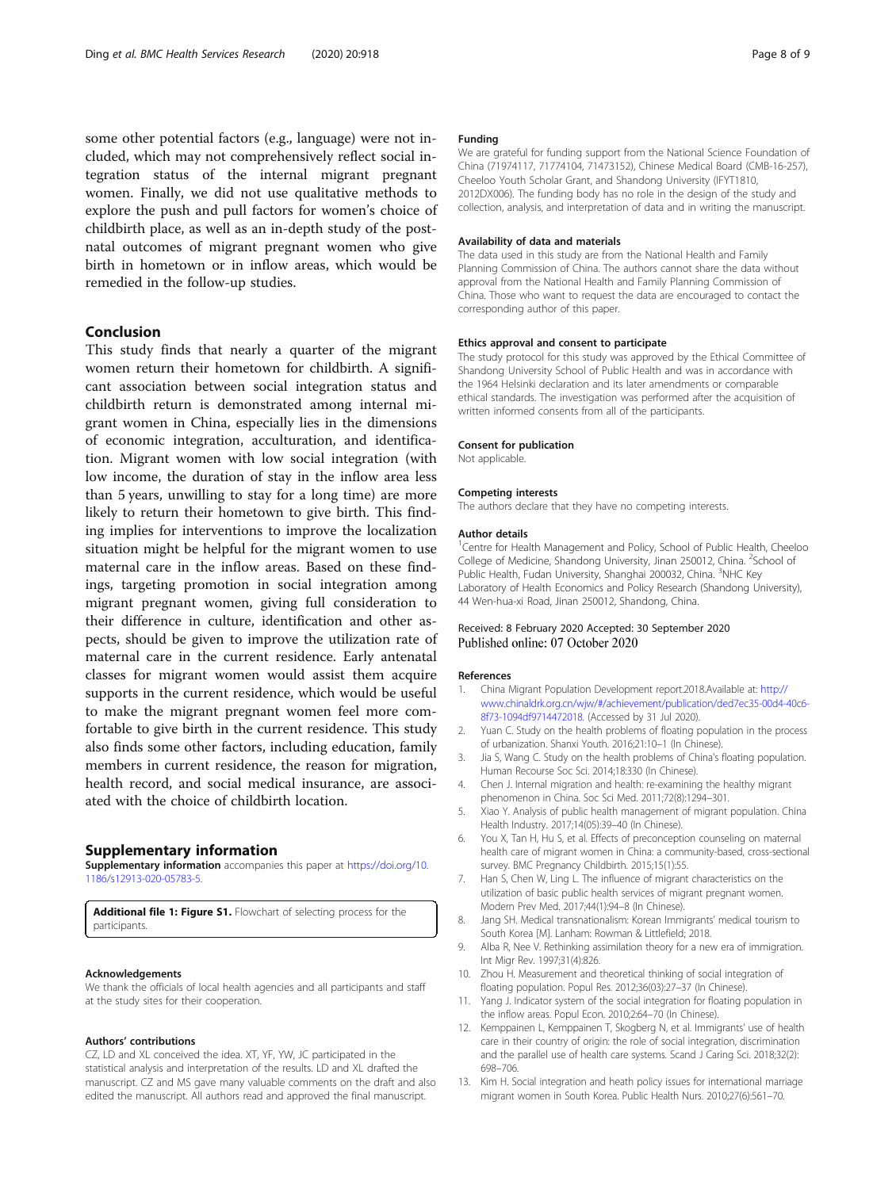some other potential factors (e.g., language) were not included, which may not comprehensively reflect social integration status of the internal migrant pregnant women. Finally, we did not use qualitative methods to explore the push and pull factors for women's choice of childbirth place, as well as an in-depth study of the postnatal outcomes of migrant pregnant women who give birth in hometown or in inflow areas, which would be remedied in the follow-up studies.

## Conclusion

This study finds that nearly a quarter of the migrant women return their hometown for childbirth. A significant association between social integration status and childbirth return is demonstrated among internal migrant women in China, especially lies in the dimensions of economic integration, acculturation, and identification. Migrant women with low social integration (with low income, the duration of stay in the inflow area less than 5 years, unwilling to stay for a long time) are more likely to return their hometown to give birth. This finding implies for interventions to improve the localization situation might be helpful for the migrant women to use maternal care in the inflow areas. Based on these findings, targeting promotion in social integration among migrant pregnant women, giving full consideration to their difference in culture, identification and other aspects, should be given to improve the utilization rate of maternal care in the current residence. Early antenatal classes for migrant women would assist them acquire supports in the current residence, which would be useful to make the migrant pregnant women feel more comfortable to give birth in the current residence. This study also finds some other factors, including education, family members in current residence, the reason for migration, health record, and social medical insurance, are associated with the choice of childbirth location.

## Supplementary information

**Supplementary information** accompanies this paper at https://doi.org/10.1186/s12913-020-05783-5.

**Additional file 1: Figure S1.** Flowchart of selecting process for the participants.

### Acknowledgements

We thank the officials of local health agencies and all participants and staff at the study sites for their cooperation.

### Authors' contributions

CZ, LD and XL conceived the idea. XT, YF, YW, JC participated in the statistical analysis and interpretation of the results. LD and XL drafted the manuscript. CZ and MS gave many valuable comments on the draft and also edited the manuscript. All authors read and approved the final manuscript.

### Funding

We are grateful for funding support from the National Science Foundation of China (71974117, 71774104, 71473152), Chinese Medical Board (CMB-16-257), Cheeloo Youth Scholar Grant, and Shandong University (IFYT1810, 2012DX006). The funding body has no role in the design of the study and collection, analysis, and interpretation of data and in writing the manuscript.

### Availability of data and materials

The data used in this study are from the National Health and Family Planning Commission of China. The authors cannot share the data without approval from the National Health and Family Planning Commission of China. Those who want to request the data are encouraged to contact the corresponding author of this paper.

### Ethics approval and consent to participate

The study protocol for this study was approved by the Ethical Committee of Shandong University School of Public Health and was in accordance with the 1964 Helsinki declaration and its later amendments or comparable ethical standards. The investigation was performed after the acquisition of written informed consents from all of the participants.

### Consent for publication

Not applicable.

### Competing interests

The authors declare that they have no competing interests.

### Author details

[1]Centre for Health Management and Policy, School of Public Health, Cheeloo College of Medicine, Shandong University, Jinan 250012, China. [2]School of Public Health, Fudan University, Shanghai 200032, China. [3]NHC Key Laboratory of Health Economics and Policy Research (Shandong University), 44 Wen-hua-xi Road, Jinan 250012, Shandong, China.

Received: 8 February 2020 Accepted: 30 September 2020
Published online: 07 October 2020

### References

1. China Migrant Population Development report.2018.Available at: http://www.chinaldrk.org.cn/wjw/#/achievement/publication/ded7ec35-00d4-40c6-8f73-1094df9714472018. (Accessed by 31 Jul 2020).
2. Yuan C. Study on the health problems of floating population in the process of urbanization. Shanxi Youth. 2016;21:10–1 (In Chinese).
3. Jia S, Wang C. Study on the health problems of China's floating population. Human Recourse Soc Sci. 2014;18:330 (In Chinese).
4. Chen J. Internal migration and health: re-examining the healthy migrant phenomenon in China. Soc Sci Med. 2011;72(8):1294–301.
5. Xiao Y. Analysis of public health management of migrant population. China Health Industry. 2017;14(05):39–40 (In Chinese).
6. You X, Tan H, Hu S, et al. Effects of preconception counseling on maternal health care of migrant women in China: a community-based, cross-sectional survey. BMC Pregnancy Childbirth. 2015;15(1):55.
7. Han S, Chen W, Ling L. The influence of migrant characteristics on the utilization of basic public health services of migrant pregnant women. Modern Prev Med. 2017;44(1):94–8 (In Chinese).
8. Jang SH. Medical transnationalism: Korean Immigrants' medical tourism to South Korea [M]. Lanham: Rowman & Littlefield; 2018.
9. Alba R, Nee V. Rethinking assimilation theory for a new era of immigration. Int Migr Rev. 1997;31(4):826.
10. Zhou H. Measurement and theoretical thinking of social integration of floating population. Popul Res. 2012;36(03):27–37 (In Chinese).
11. Yang J. Indicator system of the social integration for floating population in the inflow areas. Popul Econ. 2010;2:64–70 (In Chinese).
12. Kemppainen L, Kemppainen T, Skogberg N, et al. Immigrants' use of health care in their country of origin: the role of social integration, discrimination and the parallel use of health care systems. Scand J Caring Sci. 2018;32(2):698–706.
13. Kim H. Social integration and heath policy issues for international marriage migrant women in South Korea. Public Health Nurs. 2010;27(6):561–70.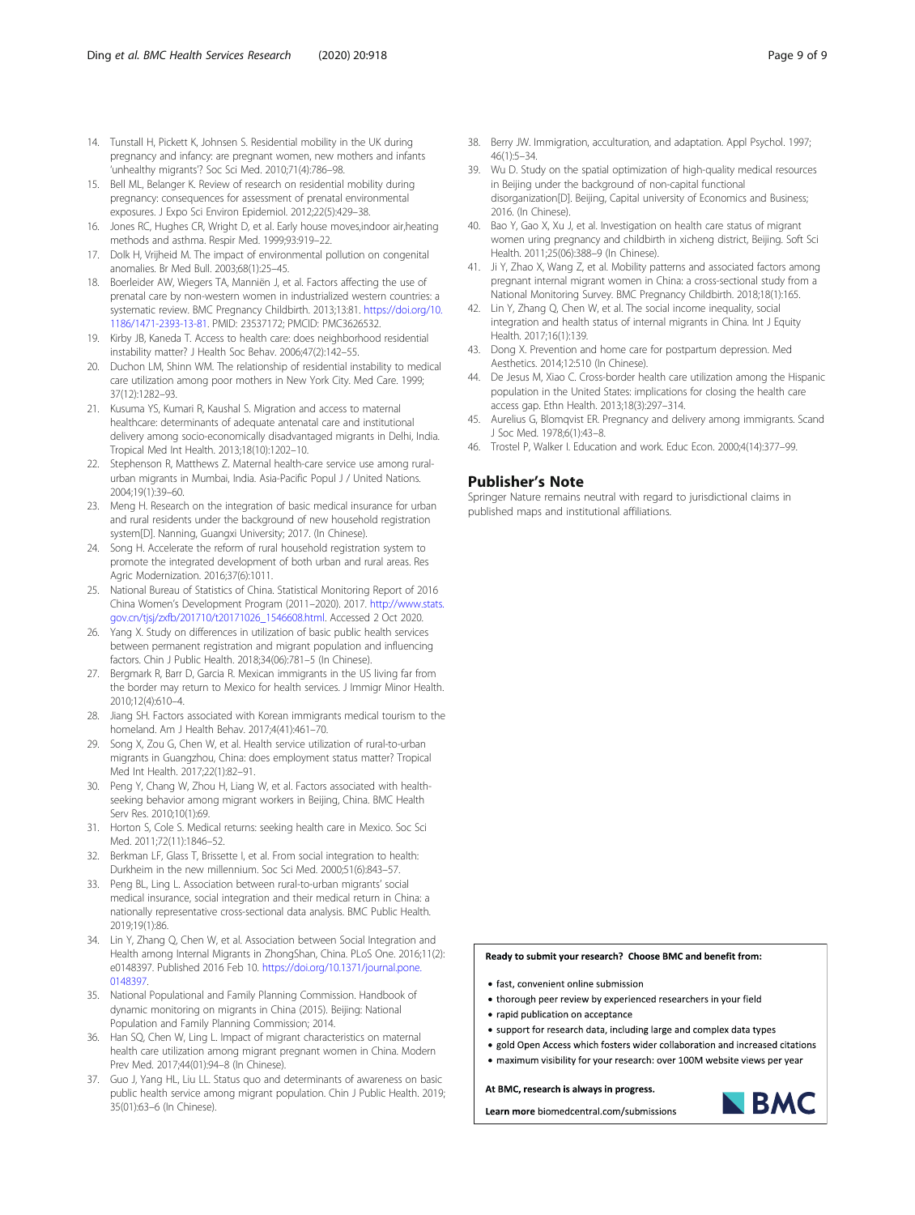14. Tunstall H, Pickett K, Johnsen S. Residential mobility in the UK during pregnancy and infancy: are pregnant women, new mothers and infants 'unhealthy migrants'? Soc Sci Med. 2010;71(4):786–98.
15. Bell ML, Belanger K. Review of research on residential mobility during pregnancy: consequences for assessment of prenatal environmental exposures. J Expo Sci Environ Epidemiol. 2012;22(5):429–38.
16. Jones RC, Hughes CR, Wright D, et al. Early house moves,indoor air,heating methods and asthma. Respir Med. 1999;93:919–22.
17. Dolk H, Vrijheid M. The impact of environmental pollution on congenital anomalies. Br Med Bull. 2003;68(1):25–45.
18. Boerleider AW, Wiegers TA, Manniën J, et al. Factors affecting the use of prenatal care by non-western women in industrialized western countries: a systematic review. BMC Pregnancy Childbirth. 2013;13:81. https://doi.org/10.1186/1471-2393-13-81. PMID: 23537172; PMCID: PMC3626532.
19. Kirby JB, Kaneda T. Access to health care: does neighborhood residential instability matter? J Health Soc Behav. 2006;47(2):142–55.
20. Duchon LM, Shinn WM. The relationship of residential instability to medical care utilization among poor mothers in New York City. Med Care. 1999;37(12):1282–93.
21. Kusuma YS, Kumari R, Kaushal S. Migration and access to maternal healthcare: determinants of adequate antenatal care and institutional delivery among socio-economically disadvantaged migrants in Delhi, India. Tropical Med Int Health. 2013;18(10):1202–10.
22. Stephenson R, Matthews Z. Maternal health-care service use among rural-urban migrants in Mumbai, India. Asia-Pacific Popul J / United Nations. 2004;19(1):39–60.
23. Meng H. Research on the integration of basic medical insurance for urban and rural residents under the background of new household registration system[D]. Nanning, Guangxi University; 2017. (In Chinese).
24. Song H. Accelerate the reform of rural household registration system to promote the integrated development of both urban and rural areas. Res Agric Modernization. 2016;37(6):1011.
25. National Bureau of Statistics of China. Statistical Monitoring Report of 2016 China Women's Development Program (2011–2020). 2017. http://www.stats.gov.cn/tjsj/zxfb/201710/t20171026_1546608.html. Accessed 2 Oct 2020.
26. Yang X. Study on differences in utilization of basic public health services between permanent registration and migrant population and influencing factors. Chin J Public Health. 2018;34(06):781–5 (In Chinese).
27. Bergmark R, Barr D, Garcia R. Mexican immigrants in the US living far from the border may return to Mexico for health services. J Immigr Minor Health. 2010;12(4):610–4.
28. Jiang SH. Factors associated with Korean immigrants medical tourism to the homeland. Am J Health Behav. 2017;4(41):461–70.
29. Song X, Zou G, Chen W, et al. Health service utilization of rural-to-urban migrants in Guangzhou, China: does employment status matter? Tropical Med Int Health. 2017;22(1):82–91.
30. Peng Y, Chang W, Zhou H, Liang W, et al. Factors associated with health-seeking behavior among migrant workers in Beijing, China. BMC Health Serv Res. 2010;10(1):69.
31. Horton S, Cole S. Medical returns: seeking health care in Mexico. Soc Sci Med. 2011;72(11):1846–52.
32. Berkman LF, Glass T, Brissette I, et al. From social integration to health: Durkheim in the new millennium. Soc Sci Med. 2000;51(6):843–57.
33. Peng BL, Ling L. Association between rural-to-urban migrants' social medical insurance, social integration and their medical return in China: a nationally representative cross-sectional data analysis. BMC Public Health. 2019;19(1):86.
34. Lin Y, Zhang Q, Chen W, et al. Association between Social Integration and Health among Internal Migrants in ZhongShan, China. PLoS One. 2016;11(2):e0148397. Published 2016 Feb 10. https://doi.org/10.1371/journal.pone.0148397.
35. National Populational and Family Planning Commission. Handbook of dynamic monitoring on migrants in China (2015). Beijing: National Population and Family Planning Commission; 2014.
36. Han SQ, Chen W, Ling L. Impact of migrant characteristics on maternal health care utilization among migrant pregnant women in China. Modern Prev Med. 2017;44(01):94–8 (In Chinese).
37. Guo J, Yang HL, Liu LL. Status quo and determinants of awareness on basic public health service among migrant population. Chin J Public Health. 2019;35(01):63–6 (In Chinese).
38. Berry JW. Immigration, acculturation, and adaptation. Appl Psychol. 1997;46(1):5–34.
39. Wu D. Study on the spatial optimization of high-quality medical resources in Beijing under the background of non-capital functional disorganization[D]. Beijing, Capital university of Economics and Business; 2016. (In Chinese).
40. Bao Y, Gao X, Xu J, et al. Investigation on health care status of migrant women uring pregnancy and childbirth in xicheng district, Beijing. Soft Sci Health. 2011;25(06):388–9 (In Chinese).
41. Ji Y, Zhao X, Wang Z, et al. Mobility patterns and associated factors among pregnant internal migrant women in China: a cross-sectional study from a National Monitoring Survey. BMC Pregnancy Childbirth. 2018;18(1):165.
42. Lin Y, Zhang Q, Chen W, et al. The social income inequality, social integration and health status of internal migrants in China. Int J Equity Health. 2017;16(1):139.
43. Dong X. Prevention and home care for postpartum depression. Med Aesthetics. 2014;12:510 (In Chinese).
44. De Jesus M, Xiao C. Cross-border health care utilization among the Hispanic population in the United States: implications for closing the health care access gap. Ethn Health. 2013;18(3):297–314.
45. Aurelius G, Blomqvist ER. Pregnancy and delivery among immigrants. Scand J Soc Med. 1978;6(1):43–8.
46. Trostel P, Walker I. Education and work. Educ Econ. 2000;4(14):377–99.

## Publisher's Note

Springer Nature remains neutral with regard to jurisdictional claims in published maps and institutional affiliations.

**Ready to submit your research? Choose BMC and benefit from:**

- fast, convenient online submission
- thorough peer review by experienced researchers in your field
- rapid publication on acceptance
- support for research data, including large and complex data types
- gold Open Access which fosters wider collaboration and increased citations
- maximum visibility for your research: over 100M website views per year

**At BMC, research is always in progress.**

**Learn more** biomedcentral.com/submissions

BMC